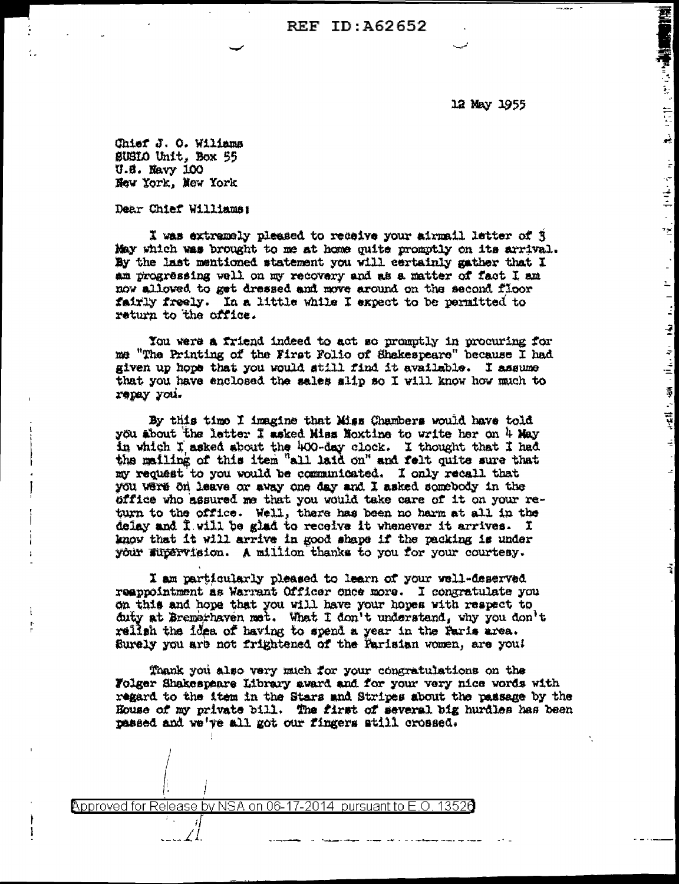12 May 1955

Chief J. O. Williams
SUSLO Unit, Box 55
U.S. Navy 100
New York, New York

Dear Chief Williams:

I was extremely pleased to receive your airmail letter of 3 May which was brought to me at home quite promptly on its arrival. By the last mentioned statement you will certainly gather that I am progressing well on my recovery and as a matter of fact I am now allowed to get dressed and move around on the second floor fairly freely. In a little while I expect to be permitted to return to the office.

You were a friend indeed to act so promptly in procuring for me "The Printing of the First Folio of Shakespeare" because I had given up hope that you would still find it available. I assume that you have enclosed the sales slip so I will know how much to repay you.

By this time I imagine that Miss Chambers would have told you about the letter I asked Miss Noxtine to write her on 4 May in which I asked about the 400-day clock. I thought that I had the mailing of this item "all laid on" and felt quite sure that my request to you would be communicated. I only recall that you were on leave or away one day and I asked somebody in the office who assured me that you would take care of it on your return to the office. Well, there has been no harm at all in the delay and I will be glad to receive it whenever it arrives. I know that it will arrive in good shape if the packing is under your supervision. A million thanks to you for your courtesy.

I am particularly pleased to learn of your well-deserved reappointment as Warrant Officer once more. I congratulate you on this and hope that you will have your hopes with respect to duty at Bremerhaven met. What I don't understand, why you don't relish the idea of having to spend a year in the Paris area. Surely you are not frightened of the Parisian women, are you!

Thank you also very much for your congratulations on the Folger Shakespeare Library award and for your very nice words with regard to the item in the Stars and Stripes about the passage by the House of my private bill. The first of several big hurdles has been passed and we've all got our fingers still crossed.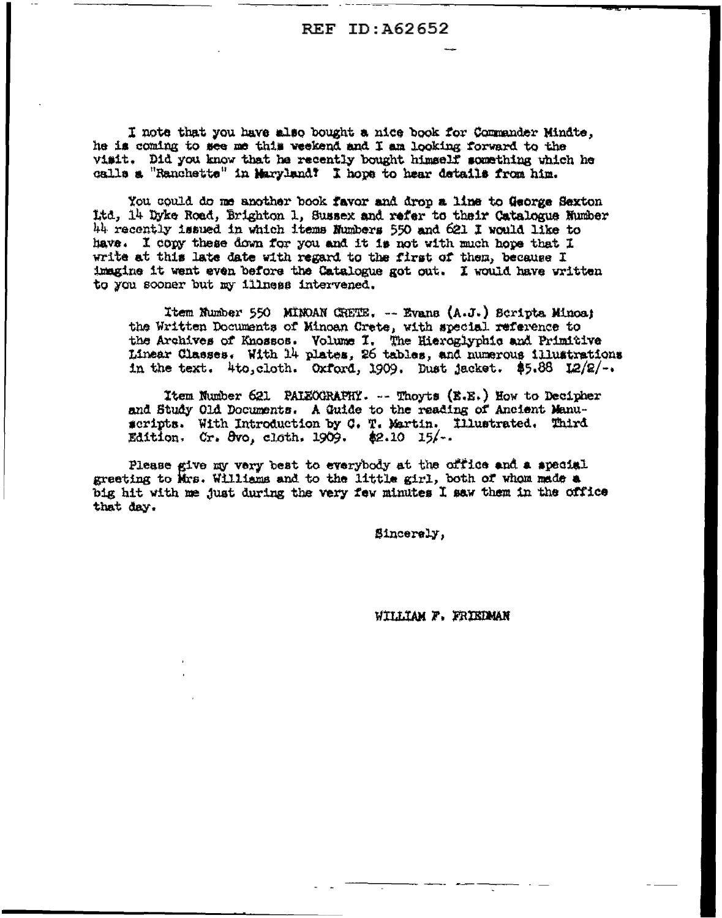I note that you have also bought a nice book for Commander Mindte, he is coming to see me this weekend and I am looking forward to the visit. Did you know that he recently bought himself something which he calls a "Ranchette" in Maryland? I hope to hear details from him.

You could do me another book favor and drop a line to George Sexton Ltd, 14 Dyke Road, Brighton 1, Sussex and refer to their Catalogue Number 44 recently issued in which items Numbers 550 and 621 I would like to have. I copy these down for you and it is not with much hope that I write at this late date with regard to the first of them, because I imagine it went even before the Catalogue got out. I would have written to you sooner but my illness intervened.

> Item Number 550 MINOAN CRETE. -- Evans (A.J.) Scripta Minoa; the Written Documents of Minoan Crete, with special reference to the Archives of Knossos. Volume I. The Hieroglyphic and Primitive Linear Classes. With 14 plates, 26 tables, and numerous illustrations in the text. 4to, cloth. Oxford, 1909. Dust jacket. $5.88 12/2/-.

> Item Number 621 PALEOGRAPHY. -- Thoyts (E.E.) How to Decipher and Study Old Documents. A Guide to the reading of Ancient Manuscripts. With Introduction by C. T. Martin. Illustrated. Third Edition. Cr. 8vo, cloth. 1909. $2.10 15/-.

Please give my very best to everybody at the office and a special greeting to Mrs. Williams and to the little girl, both of whom made a big hit with me just during the very few minutes I saw them in the office that day.

Sincerely,

WILLIAM F. FRIEDMAN